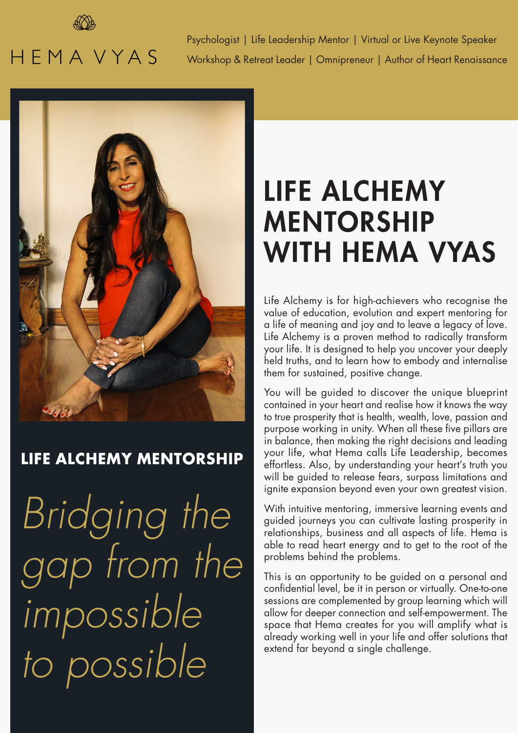HEMA VYAS

Psychologist | Life Leadership Mentor | Virtual or Live Keynote Speaker
Workshop & Retreat Leader | Omnipreneur | Author of Heart Renaissance

**LIFE ALCHEMY MENTORSHIP**

*Bridging the gap from the impossible to possible*

# LIFE ALCHEMY MENTORSHIP WITH HEMA VYAS

Life Alchemy is for high-achievers who recognise the value of education, evolution and expert mentoring for a life of meaning and joy and to leave a legacy of love. Life Alchemy is a proven method to radically transform your life. It is designed to help you uncover your deeply held truths, and to learn how to embody and internalise them for sustained, positive change.

You will be guided to discover the unique blueprint contained in your heart and realise how it knows the way to true prosperity that is health, wealth, love, passion and purpose working in unity. When all these five pillars are in balance, then making the right decisions and leading your life, what Hema calls Life Leadership, becomes effortless. Also, by understanding your heart's truth you will be guided to release fears, surpass limitations and ignite expansion beyond even your own greatest vision.

With intuitive mentoring, immersive learning events and guided journeys you can cultivate lasting prosperity in relationships, business and all aspects of life. Hema is able to read heart energy and to get to the root of the problems behind the problems.

This is an opportunity to be guided on a personal and confidential level, be it in person or virtually. One-to-one sessions are complemented by group learning which will allow for deeper connection and self-empowerment. The space that Hema creates for you will amplify what is already working well in your life and offer solutions that extend far beyond a single challenge.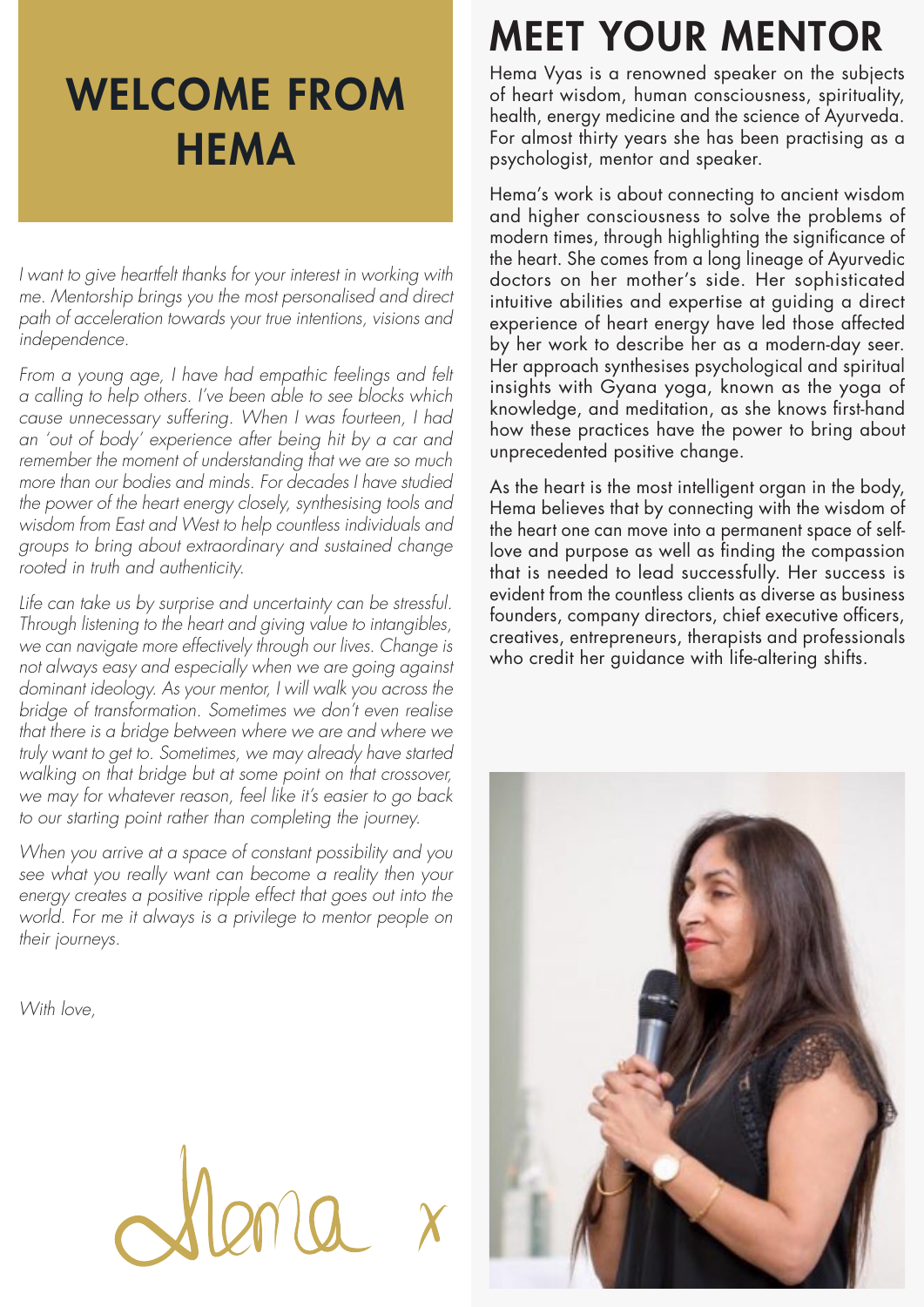# WELCOME FROM HEMA

*I want to give heartfelt thanks for your interest in working with me. Mentorship brings you the most personalised and direct path of acceleration towards your true intentions, visions and independence.*

*From a young age, I have had empathic feelings and felt a calling to help others. I've been able to see blocks which cause unnecessary suffering. When I was fourteen, I had an 'out of body' experience after being hit by a car and remember the moment of understanding that we are so much more than our bodies and minds. For decades I have studied the power of the heart energy closely, synthesising tools and wisdom from East and West to help countless individuals and groups to bring about extraordinary and sustained change rooted in truth and authenticity.*

*Life can take us by surprise and uncertainty can be stressful. Through listening to the heart and giving value to intangibles, we can navigate more effectively through our lives. Change is not always easy and especially when we are going against dominant ideology. As your mentor, I will walk you across the bridge of transformation. Sometimes we don't even realise that there is a bridge between where we are and where we truly want to get to. Sometimes, we may already have started walking on that bridge but at some point on that crossover, we may for whatever reason, feel like it's easier to go back to our starting point rather than completing the journey.*

*When you arrive at a space of constant possibility and you see what you really want can become a reality then your energy creates a positive ripple effect that goes out into the world. For me it always is a privilege to mentor people on their journeys.*

*With love,*

Hema x

# MEET YOUR MENTOR

Hema Vyas is a renowned speaker on the subjects of heart wisdom, human consciousness, spirituality, health, energy medicine and the science of Ayurveda. For almost thirty years she has been practising as a psychologist, mentor and speaker.

Hema's work is about connecting to ancient wisdom and higher consciousness to solve the problems of modern times, through highlighting the significance of the heart. She comes from a long lineage of Ayurvedic doctors on her mother's side. Her sophisticated intuitive abilities and expertise at guiding a direct experience of heart energy have led those affected by her work to describe her as a modern-day seer. Her approach synthesises psychological and spiritual insights with Gyana yoga, known as the yoga of knowledge, and meditation, as she knows first-hand how these practices have the power to bring about unprecedented positive change.

As the heart is the most intelligent organ in the body, Hema believes that by connecting with the wisdom of the heart one can move into a permanent space of self-love and purpose as well as finding the compassion that is needed to lead successfully. Her success is evident from the countless clients as diverse as business founders, company directors, chief executive officers, creatives, entrepreneurs, therapists and professionals who credit her guidance with life-altering shifts.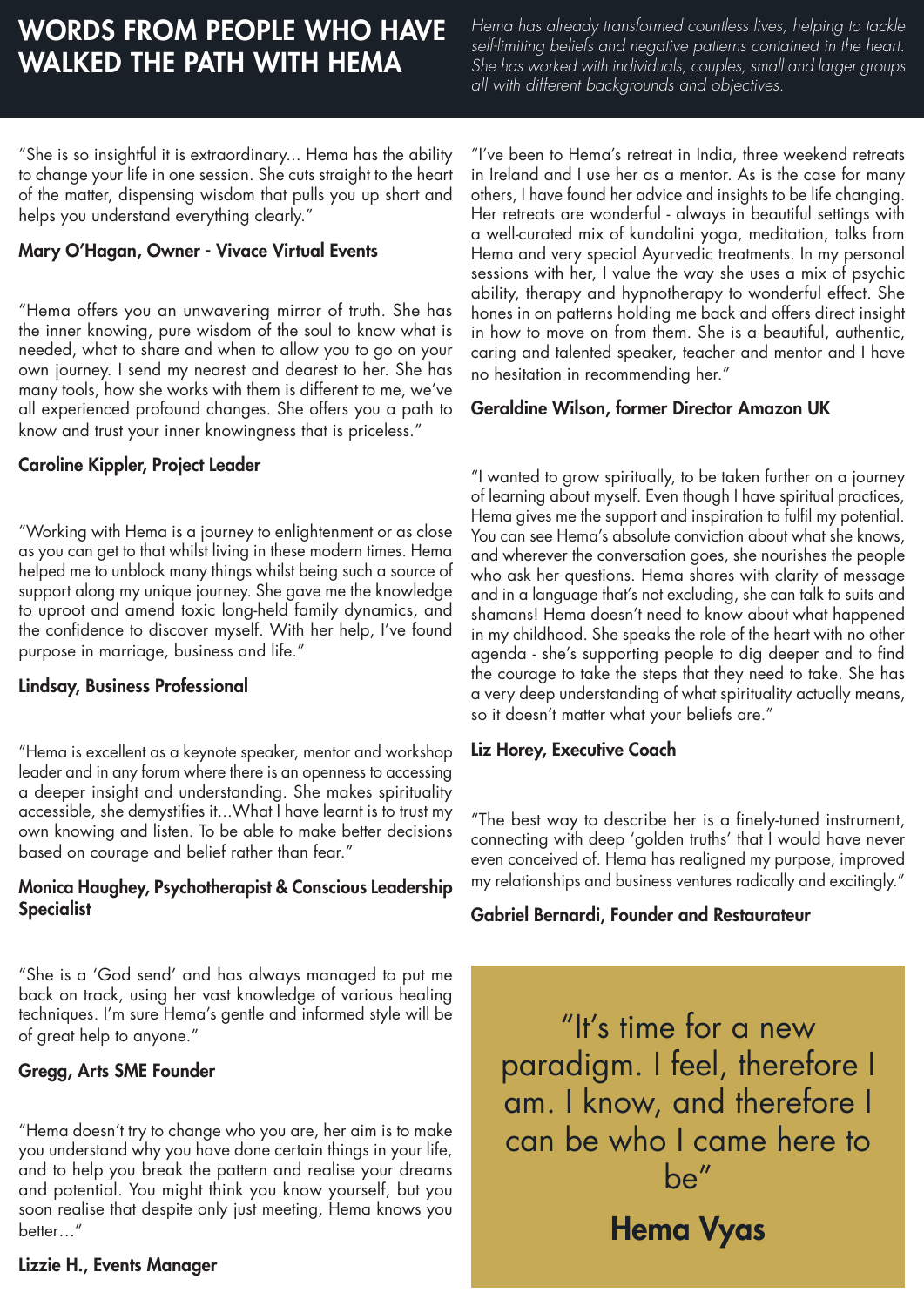# WORDS FROM PEOPLE WHO HAVE WALKED THE PATH WITH HEMA

*Hema has already transformed countless lives, helping to tackle self-limiting beliefs and negative patterns contained in the heart. She has worked with individuals, couples, small and larger groups all with different backgrounds and objectives.*

"She is so insightful it is extraordinary... Hema has the ability to change your life in one session. She cuts straight to the heart of the matter, dispensing wisdom that pulls you up short and helps you understand everything clearly."

**Mary O'Hagan, Owner - Vivace Virtual Events**

"Hema offers you an unwavering mirror of truth. She has the inner knowing, pure wisdom of the soul to know what is needed, what to share and when to allow you to go on your own journey. I send my nearest and dearest to her. She has many tools, how she works with them is different to me, we've all experienced profound changes. She offers you a path to know and trust your inner knowingness that is priceless."

**Caroline Kippler, Project Leader**

"Working with Hema is a journey to enlightenment or as close as you can get to that whilst living in these modern times. Hema helped me to unblock many things whilst being such a source of support along my unique journey. She gave me the knowledge to uproot and amend toxic long-held family dynamics, and the confidence to discover myself. With her help, I've found purpose in marriage, business and life."

**Lindsay, Business Professional**

"Hema is excellent as a keynote speaker, mentor and workshop leader and in any forum where there is an openness to accessing a deeper insight and understanding. She makes spirituality accessible, she demystifies it...What I have learnt is to trust my own knowing and listen. To be able to make better decisions based on courage and belief rather than fear."

**Monica Haughey, Psychotherapist & Conscious Leadership Specialist**

"She is a 'God send' and has always managed to put me back on track, using her vast knowledge of various healing techniques. I'm sure Hema's gentle and informed style will be of great help to anyone."

**Gregg, Arts SME Founder**

"Hema doesn't try to change who you are, her aim is to make you understand why you have done certain things in your life, and to help you break the pattern and realise your dreams and potential. You might think you know yourself, but you soon realise that despite only just meeting, Hema knows you better…"

**Lizzie H., Events Manager**

"I've been to Hema's retreat in India, three weekend retreats in Ireland and I use her as a mentor. As is the case for many others, I have found her advice and insights to be life changing. Her retreats are wonderful - always in beautiful settings with a well-curated mix of kundalini yoga, meditation, talks from Hema and very special Ayurvedic treatments. In my personal sessions with her, I value the way she uses a mix of psychic ability, therapy and hypnotherapy to wonderful effect. She hones in on patterns holding me back and offers direct insight in how to move on from them. She is a beautiful, authentic, caring and talented speaker, teacher and mentor and I have no hesitation in recommending her."

**Geraldine Wilson, former Director Amazon UK**

"I wanted to grow spiritually, to be taken further on a journey of learning about myself. Even though I have spiritual practices, Hema gives me the support and inspiration to fulfil my potential. You can see Hema's absolute conviction about what she knows, and wherever the conversation goes, she nourishes the people who ask her questions. Hema shares with clarity of message and in a language that's not excluding, she can talk to suits and shamans! Hema doesn't need to know about what happened in my childhood. She speaks the role of the heart with no other agenda - she's supporting people to dig deeper and to find the courage to take the steps that they need to take. She has a very deep understanding of what spirituality actually means, so it doesn't matter what your beliefs are."

**Liz Horey, Executive Coach**

"The best way to describe her is a finely-tuned instrument, connecting with deep 'golden truths' that I would have never even conceived of. Hema has realigned my purpose, improved my relationships and business ventures radically and excitingly."

**Gabriel Bernardi, Founder and Restaurateur**

> "It's time for a new paradigm. I feel, therefore I am. I know, and therefore I can be who I came here to be"
>
> **Hema Vyas**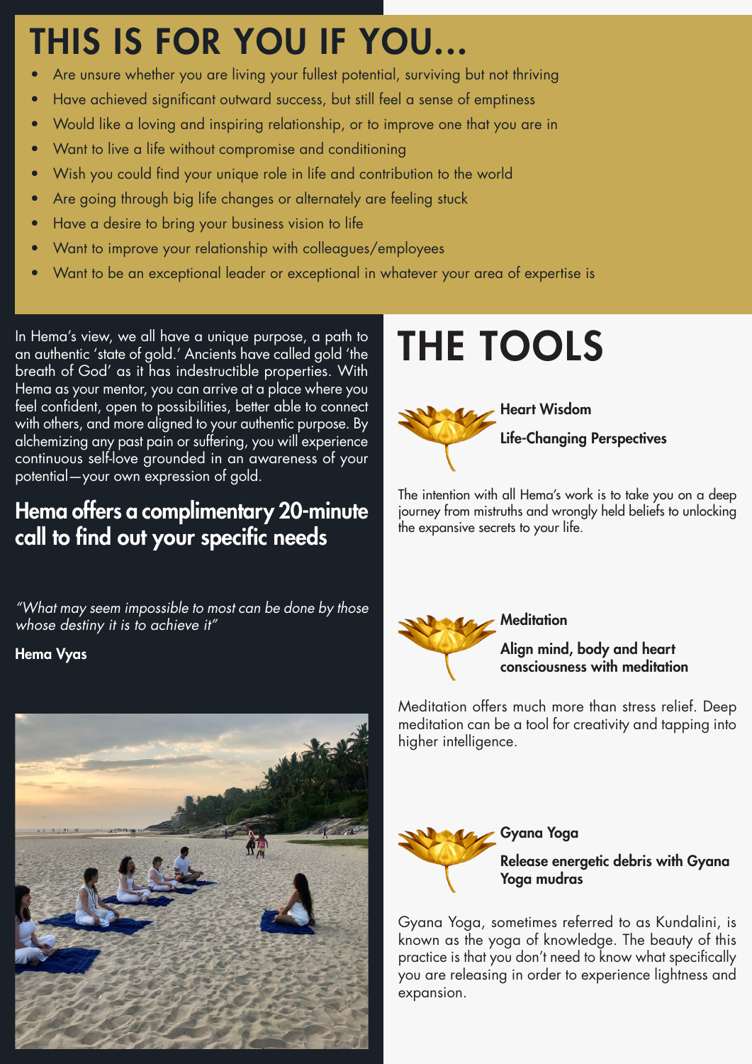# THIS IS FOR YOU IF YOU...

- Are unsure whether you are living your fullest potential, surviving but not thriving
- Have achieved significant outward success, but still feel a sense of emptiness
- Would like a loving and inspiring relationship, or to improve one that you are in
- Want to live a life without compromise and conditioning
- Wish you could find your unique role in life and contribution to the world
- Are going through big life changes or alternately are feeling stuck
- Have a desire to bring your business vision to life
- Want to improve your relationship with colleagues/employees
- Want to be an exceptional leader or exceptional in whatever your area of expertise is

In Hema's view, we all have a unique purpose, a path to an authentic 'state of gold.' Ancients have called gold 'the breath of God' as it has indestructible properties. With Hema as your mentor, you can arrive at a place where you feel confident, open to possibilities, better able to connect with others, and more aligned to your authentic purpose. By alchemizing any past pain or suffering, you will experience continuous self-love grounded in an awareness of your potential—your own expression of gold.

## Hema offers a complimentary 20-minute call to find out your specific needs

*"What may seem impossible to most can be done by those whose destiny it is to achieve it"*

**Hema Vyas**

# THE TOOLS

**Heart Wisdom**

**Life-Changing Perspectives**

The intention with all Hema's work is to take you on a deep journey from mistruths and wrongly held beliefs to unlocking the expansive secrets to your life.

**Meditation**

**Align mind, body and heart consciousness with meditation**

Meditation offers much more than stress relief. Deep meditation can be a tool for creativity and tapping into higher intelligence.

**Gyana Yoga**

**Release energetic debris with Gyana Yoga mudras**

Gyana Yoga, sometimes referred to as Kundalini, is known as the yoga of knowledge. The beauty of this practice is that you don't need to know what specifically you are releasing in order to experience lightness and expansion.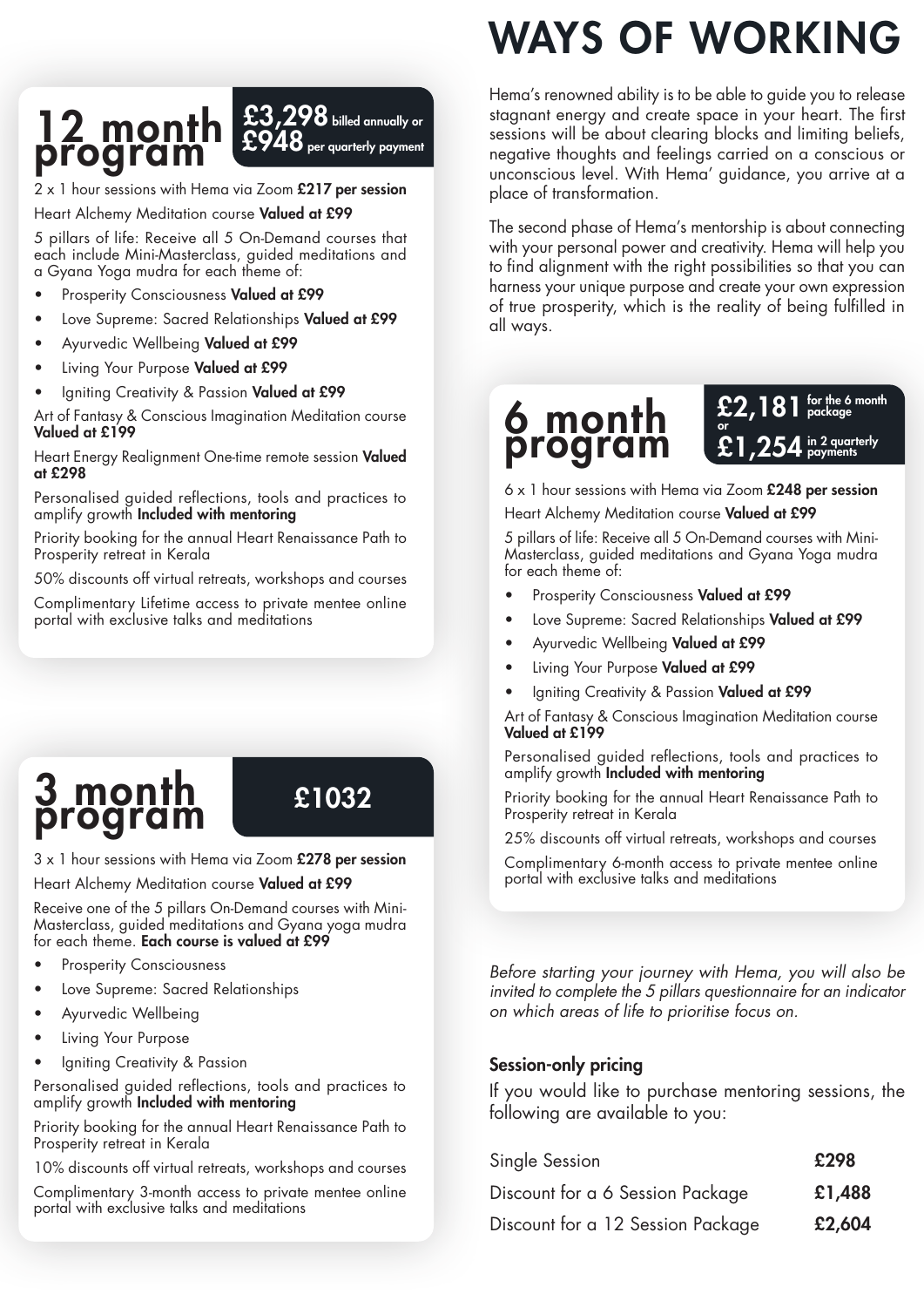# WAYS OF WORKING

Hema's renowned ability is to be able to guide you to release stagnant energy and create space in your heart. The first sessions will be about clearing blocks and limiting beliefs, negative thoughts and feelings carried on a conscious or unconscious level. With Hema' guidance, you arrive at a place of transformation.

The second phase of Hema's mentorship is about connecting with your personal power and creativity. Hema will help you to find alignment with the right possibilities so that you can harness your unique purpose and create your own expression of true prosperity, which is the reality of being fulfilled in all ways.

## 12 month program

**£3,298** billed annually or **£948** per quarterly payment

2 x 1 hour sessions with Hema via Zoom **£217 per session**

Heart Alchemy Meditation course **Valued at £99**

5 pillars of life: Receive all 5 On-Demand courses that each include Mini-Masterclass, guided meditations and a Gyana Yoga mudra for each theme of:

- Prosperity Consciousness **Valued at £99**
- Love Supreme: Sacred Relationships **Valued at £99**
- Ayurvedic Wellbeing **Valued at £99**
- Living Your Purpose **Valued at £99**
- Igniting Creativity & Passion **Valued at £99**

Art of Fantasy & Conscious Imagination Meditation course **Valued at £199**

Heart Energy Realignment One-time remote session **Valued at £298**

Personalised guided reflections, tools and practices to amplify growth **Included with mentoring**

Priority booking for the annual Heart Renaissance Path to Prosperity retreat in Kerala

50% discounts off virtual retreats, workshops and courses

Complimentary Lifetime access to private mentee online portal with exclusive talks and meditations

## 6 month program

**£2,181** for the 6 month package or **£1,254** in 2 quarterly payments

6 x 1 hour sessions with Hema via Zoom **£248 per session**

Heart Alchemy Meditation course **Valued at £99**

5 pillars of life: Receive all 5 On-Demand courses with Mini-Masterclass, guided meditations and Gyana Yoga mudra for each theme of:

- Prosperity Consciousness **Valued at £99**
- Love Supreme: Sacred Relationships **Valued at £99**
- Ayurvedic Wellbeing **Valued at £99**
- Living Your Purpose **Valued at £99**
- Igniting Creativity & Passion **Valued at £99**

Art of Fantasy & Conscious Imagination Meditation course **Valued at £199**

Personalised guided reflections, tools and practices to amplify growth **Included with mentoring**

Priority booking for the annual Heart Renaissance Path to Prosperity retreat in Kerala

25% discounts off virtual retreats, workshops and courses

Complimentary 6-month access to private mentee online portal with exclusive talks and meditations

## 3 month program

**£1032**

3 x 1 hour sessions with Hema via Zoom **£278 per session**

Heart Alchemy Meditation course **Valued at £99**

Receive one of the 5 pillars On-Demand courses with Mini-Masterclass, guided meditations and Gyana yoga mudra for each theme. **Each course is valued at £99**

- Prosperity Consciousness
- Love Supreme: Sacred Relationships
- Ayurvedic Wellbeing
- Living Your Purpose
- Igniting Creativity & Passion

Personalised guided reflections, tools and practices to amplify growth **Included with mentoring**

Priority booking for the annual Heart Renaissance Path to Prosperity retreat in Kerala

10% discounts off virtual retreats, workshops and courses

Complimentary 3-month access to private mentee online portal with exclusive talks and meditations

*Before starting your journey with Hema, you will also be invited to complete the 5 pillars questionnaire for an indicator on which areas of life to prioritise focus on.*

### Session-only pricing

If you would like to purchase mentoring sessions, the following are available to you:

| | |
|---|---|
| Single Session | **£298** |
| Discount for a 6 Session Package | **£1,488** |
| Discount for a 12 Session Package | **£2,604** |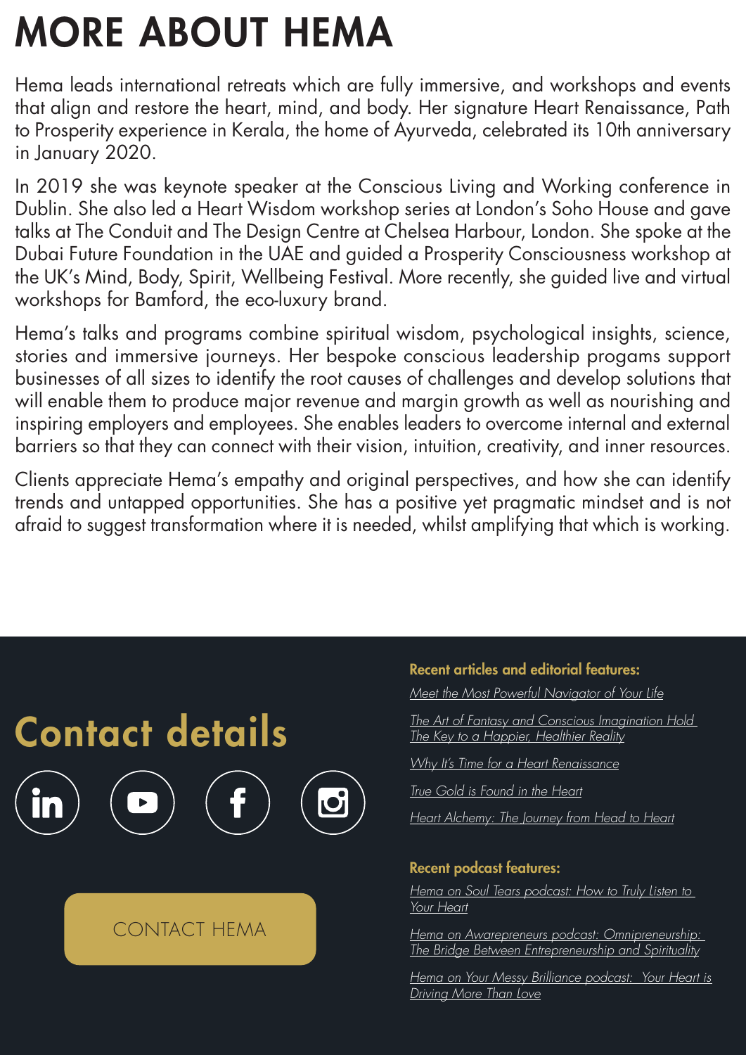# MORE ABOUT HEMA

Hema leads international retreats which are fully immersive, and workshops and events that align and restore the heart, mind, and body. Her signature Heart Renaissance, Path to Prosperity experience in Kerala, the home of Ayurveda, celebrated its 10th anniversary in January 2020.

In 2019 she was keynote speaker at the Conscious Living and Working conference in Dublin. She also led a Heart Wisdom workshop series at London's Soho House and gave talks at The Conduit and The Design Centre at Chelsea Harbour, London. She spoke at the Dubai Future Foundation in the UAE and guided a Prosperity Consciousness workshop at the UK's Mind, Body, Spirit, Wellbeing Festival. More recently, she guided live and virtual workshops for Bamford, the eco-luxury brand.

Hema's talks and programs combine spiritual wisdom, psychological insights, science, stories and immersive journeys. Her bespoke conscious leadership progams support businesses of all sizes to identify the root causes of challenges and develop solutions that will enable them to produce major revenue and margin growth as well as nourishing and inspiring employers and employees. She enables leaders to overcome internal and external barriers so that they can connect with their vision, intuition, creativity, and inner resources.

Clients appreciate Hema's empathy and original perspectives, and how she can identify trends and untapped opportunities. She has a positive yet pragmatic mindset and is not afraid to suggest transformation where it is needed, whilst amplifying that which is working.

## Contact details

CONTACT HEMA

**Recent articles and editorial features:**

*Meet the Most Powerful Navigator of Your Life*

*The Art of Fantasy and Conscious Imagination Hold The Key to a Happier, Healthier Reality*

*Why It's Time for a Heart Renaissance*

*True Gold is Found in the Heart*

*Heart Alchemy: The Journey from Head to Heart*

**Recent podcast features:**

*Hema on Soul Tears podcast: How to Truly Listen to Your Heart*

*Hema on Awarepreneurs podcast: Omnipreneurship: The Bridge Between Entrepreneurship and Spirituality*

*Hema on Your Messy Brilliance podcast: Your Heart is Driving More Than Love*